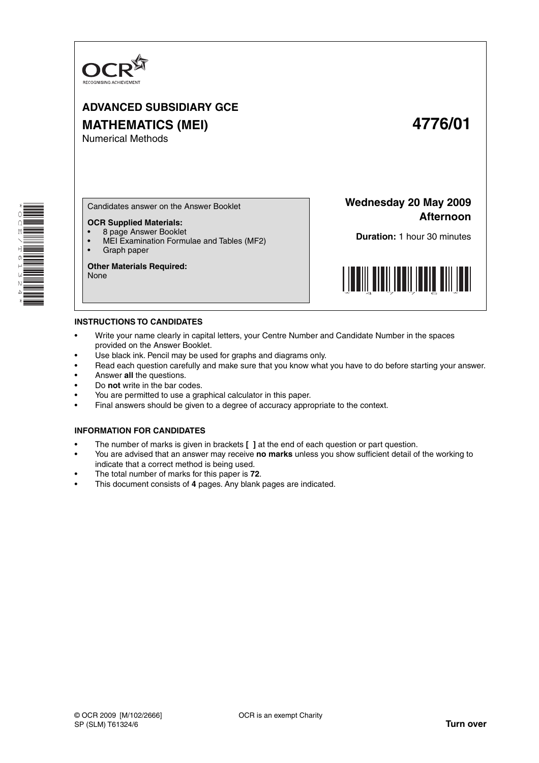OCR
RECOGNISING ACHIEVEMENT

# ADVANCED SUBSIDIARY GCE

## MATHEMATICS (MEI) 4776/01

Numerical Methods

Candidates answer on the Answer Booklet

**OCR Supplied Materials:**

- 8 page Answer Booklet
- MEI Examination Formulae and Tables (MF2)
- Graph paper

**Other Materials Required:**
None

**Wednesday 20 May 2009**
**Afternoon**

**Duration:** 1 hour 30 minutes

**INSTRUCTIONS TO CANDIDATES**

- Write your name clearly in capital letters, your Centre Number and Candidate Number in the spaces provided on the Answer Booklet.
- Use black ink. Pencil may be used for graphs and diagrams only.
- Read each question carefully and make sure that you know what you have to do before starting your answer.
- Answer **all** the questions.
- Do **not** write in the bar codes.
- You are permitted to use a graphical calculator in this paper.
- Final answers should be given to a degree of accuracy appropriate to the context.

**INFORMATION FOR CANDIDATES**

- The number of marks is given in brackets **[ ]** at the end of each question or part question.
- You are advised that an answer may receive **no marks** unless you show sufficient detail of the working to indicate that a correct method is being used.
- The total number of marks for this paper is **72**.
- This document consists of **4** pages. Any blank pages are indicated.

© OCR 2009 [M/102/2666]
SP (SLM) T61324/6

OCR is an exempt Charity

**Turn over**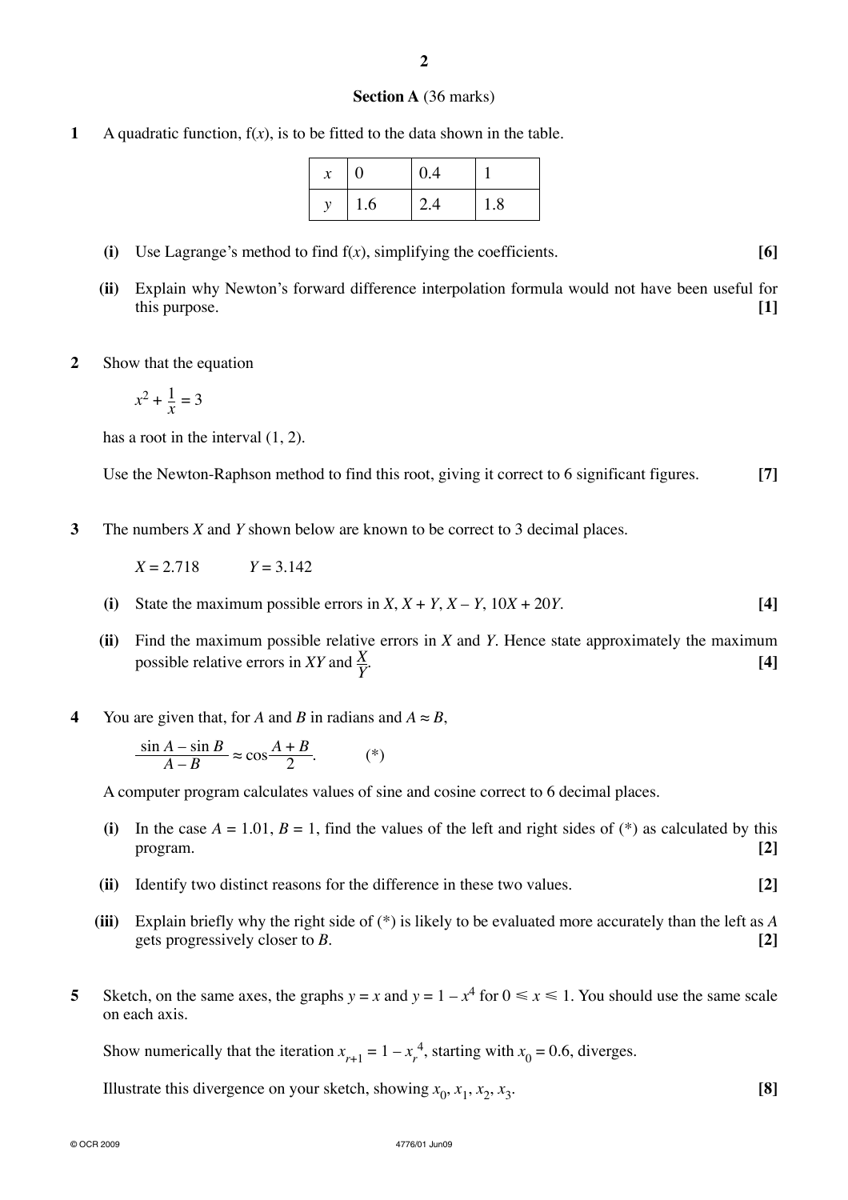## Section A (36 marks)

**1** A quadratic function, f($x$), is to be fitted to the data shown in the table.

| | | | |
|---|---|---|---|
| $x$ | 0 | 0.4 | 1 |
| $y$ | 1.6 | 2.4 | 1.8 |

**(i)** Use Lagrange's method to find f($x$), simplifying the coefficients. **[6]**

**(ii)** Explain why Newton's forward difference interpolation formula would not have been useful for this purpose. **[1]**

**2** Show that the equation

$$x^2 + \frac{1}{x} = 3$$

has a root in the interval (1, 2).

Use the Newton-Raphson method to find this root, giving it correct to 6 significant figures. **[7]**

**3** The numbers $X$ and $Y$ shown below are known to be correct to 3 decimal places.

$X = 2.718 \qquad Y = 3.142$

**(i)** State the maximum possible errors in $X$, $X + Y$, $X - Y$, $10X + 20Y$. **[4]**

**(ii)** Find the maximum possible relative errors in $X$ and $Y$. Hence state approximately the maximum possible relative errors in $XY$ and $\frac{X}{Y}$. **[4]**

**4** You are given that, for $A$ and $B$ in radians and $A \approx B$,

$$\frac{\sin A - \sin B}{A - B} \approx \cos\frac{A + B}{2}. \qquad (*)$$

A computer program calculates values of sine and cosine correct to 6 decimal places.

**(i)** In the case $A = 1.01$, $B = 1$, find the values of the left and right sides of (*) as calculated by this program. **[2]**

**(ii)** Identify two distinct reasons for the difference in these two values. **[2]**

**(iii)** Explain briefly why the right side of (*) is likely to be evaluated more accurately than the left as $A$ gets progressively closer to $B$. **[2]**

**5** Sketch, on the same axes, the graphs $y = x$ and $y = 1 - x^4$ for $0 \leqslant x \leqslant 1$. You should use the same scale on each axis.

Show numerically that the iteration $x_{r+1} = 1 - x_r^{\,4}$, starting with $x_0 = 0.6$, diverges.

Illustrate this divergence on your sketch, showing $x_0$, $x_1$, $x_2$, $x_3$. **[8]**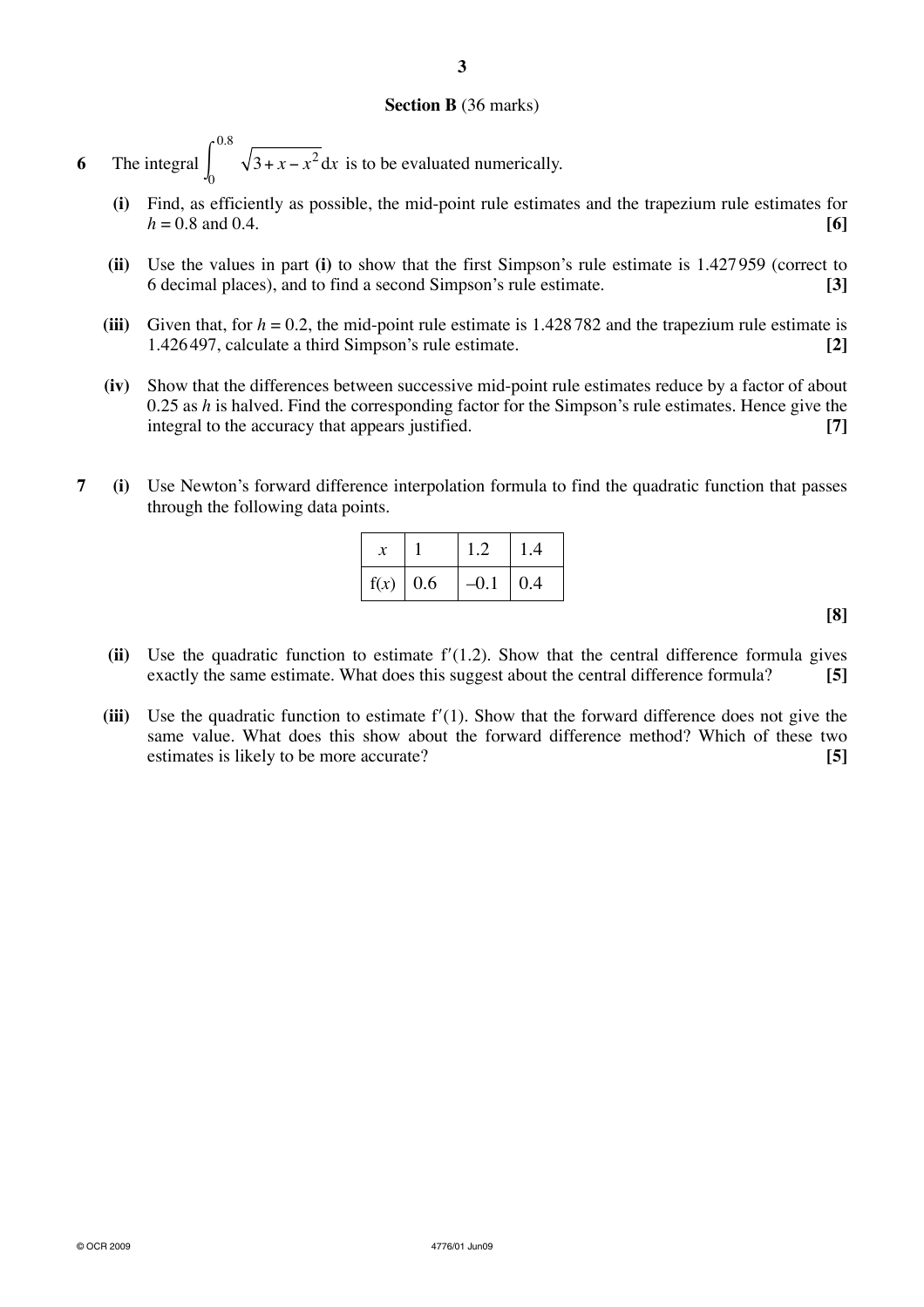## Section B (36 marks)

**6** The integral $\int_0^{0.8} \sqrt{3 + x - x^2}\,dx$ is to be evaluated numerically.

**(i)** Find, as efficiently as possible, the mid-point rule estimates and the trapezium rule estimates for $h = 0.8$ and $0.4$. **[6]**

**(ii)** Use the values in part **(i)** to show that the first Simpson's rule estimate is 1.427 959 (correct to 6 decimal places), and to find a second Simpson's rule estimate. **[3]**

**(iii)** Given that, for $h = 0.2$, the mid-point rule estimate is 1.428 782 and the trapezium rule estimate is 1.426 497, calculate a third Simpson's rule estimate. **[2]**

**(iv)** Show that the differences between successive mid-point rule estimates reduce by a factor of about 0.25 as $h$ is halved. Find the corresponding factor for the Simpson's rule estimates. Hence give the integral to the accuracy that appears justified. **[7]**

**7** **(i)** Use Newton's forward difference interpolation formula to find the quadratic function that passes through the following data points.

| $x$ | 1 | 1.2 | 1.4 |
|---|---|---|---|
| $f(x)$ | 0.6 | –0.1 | 0.4 |

**[8]**

**(ii)** Use the quadratic function to estimate $f'(1.2)$. Show that the central difference formula gives exactly the same estimate. What does this suggest about the central difference formula? **[5]**

**(iii)** Use the quadratic function to estimate $f'(1)$. Show that the forward difference does not give the same value. What does this show about the forward difference method? Which of these two estimates is likely to be more accurate? **[5]**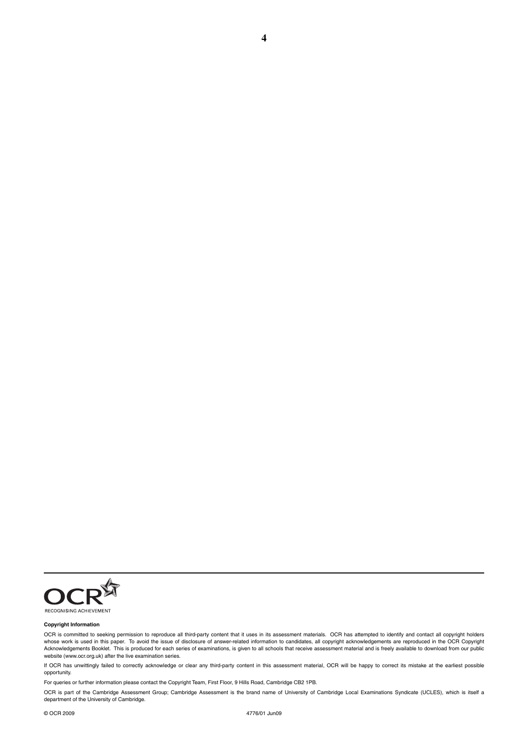**Copyright Information**

OCR is committed to seeking permission to reproduce all third-party content that it uses in its assessment materials. OCR has attempted to identify and contact all copyright holders whose work is used in this paper. To avoid the issue of disclosure of answer-related information to candidates, all copyright acknowledgements are reproduced in the OCR Copyright Acknowledgements Booklet. This is produced for each series of examinations, is given to all schools that receive assessment material and is freely available to download from our public website (www.ocr.org.uk) after the live examination series.

If OCR has unwittingly failed to correctly acknowledge or clear any third-party content in this assessment material, OCR will be happy to correct its mistake at the earliest possible opportunity.

For queries or further information please contact the Copyright Team, First Floor, 9 Hills Road, Cambridge CB2 1PB.

OCR is part of the Cambridge Assessment Group; Cambridge Assessment is the brand name of University of Cambridge Local Examinations Syndicate (UCLES), which is itself a department of the University of Cambridge.

© OCR 2009 4776/01 Jun09